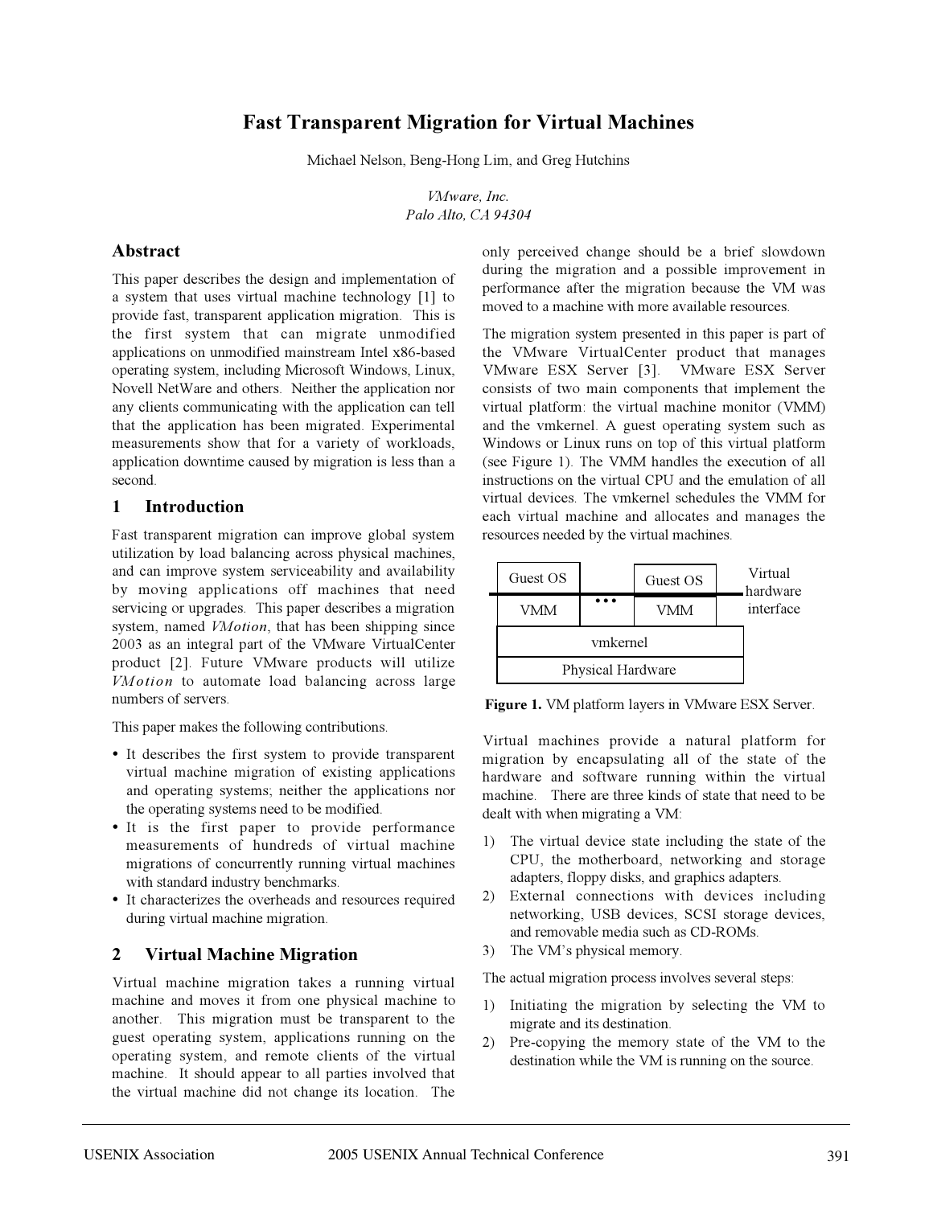# Fast Transparent Migration for Virtual Machines

Michael Nelson, Beng-Hong Lim, and Greg Hutchins

*VMware, Inc.*
*Palo Alto, CA 94304*

## Abstract

This paper describes the design and implementation of a system that uses virtual machine technology [1] to provide fast, transparent application migration. This is the first system that can migrate unmodified applications on unmodified mainstream Intel x86-based operating system, including Microsoft Windows, Linux, Novell NetWare and others. Neither the application nor any clients communicating with the application can tell that the application has been migrated. Experimental measurements show that for a variety of workloads, application downtime caused by migration is less than a second.

## 1 Introduction

Fast transparent migration can improve global system utilization by load balancing across physical machines, and can improve system serviceability and availability by moving applications off machines that need servicing or upgrades. This paper describes a migration system, named *VMotion*, that has been shipping since 2003 as an integral part of the VMware VirtualCenter product [2]. Future VMware products will utilize *VMotion* to automate load balancing across large numbers of servers.

This paper makes the following contributions.

- It describes the first system to provide transparent virtual machine migration of existing applications and operating systems; neither the applications nor the operating systems need to be modified.
- It is the first paper to provide performance measurements of hundreds of virtual machine migrations of concurrently running virtual machines with standard industry benchmarks.
- It characterizes the overheads and resources required during virtual machine migration.

## 2 Virtual Machine Migration

Virtual machine migration takes a running virtual machine and moves it from one physical machine to another. This migration must be transparent to the guest operating system, applications running on the operating system, and remote clients of the virtual machine. It should appear to all parties involved that the virtual machine did not change its location. The only perceived change should be a brief slowdown during the migration and a possible improvement in performance after the migration because the VM was moved to a machine with more available resources.

The migration system presented in this paper is part of the VMware VirtualCenter product that manages VMware ESX Server [3]. VMware ESX Server consists of two main components that implement the virtual platform: the virtual machine monitor (VMM) and the vmkernel. A guest operating system such as Windows or Linux runs on top of this virtual platform (see Figure 1). The VMM handles the execution of all instructions on the virtual CPU and the emulation of all virtual devices. The vmkernel schedules the VMM for each virtual machine and allocates and manages the resources needed by the virtual machines.

**Figure 1.** VM platform layers in VMware ESX Server.

Virtual machines provide a natural platform for migration by encapsulating all of the state of the hardware and software running within the virtual machine. There are three kinds of state that need to be dealt with when migrating a VM:

1) The virtual device state including the state of the CPU, the motherboard, networking and storage adapters, floppy disks, and graphics adapters.
2) External connections with devices including networking, USB devices, SCSI storage devices, and removable media such as CD-ROMs.
3) The VM's physical memory.

The actual migration process involves several steps:

1) Initiating the migration by selecting the VM to migrate and its destination.
2) Pre-copying the memory state of the VM to the destination while the VM is running on the source.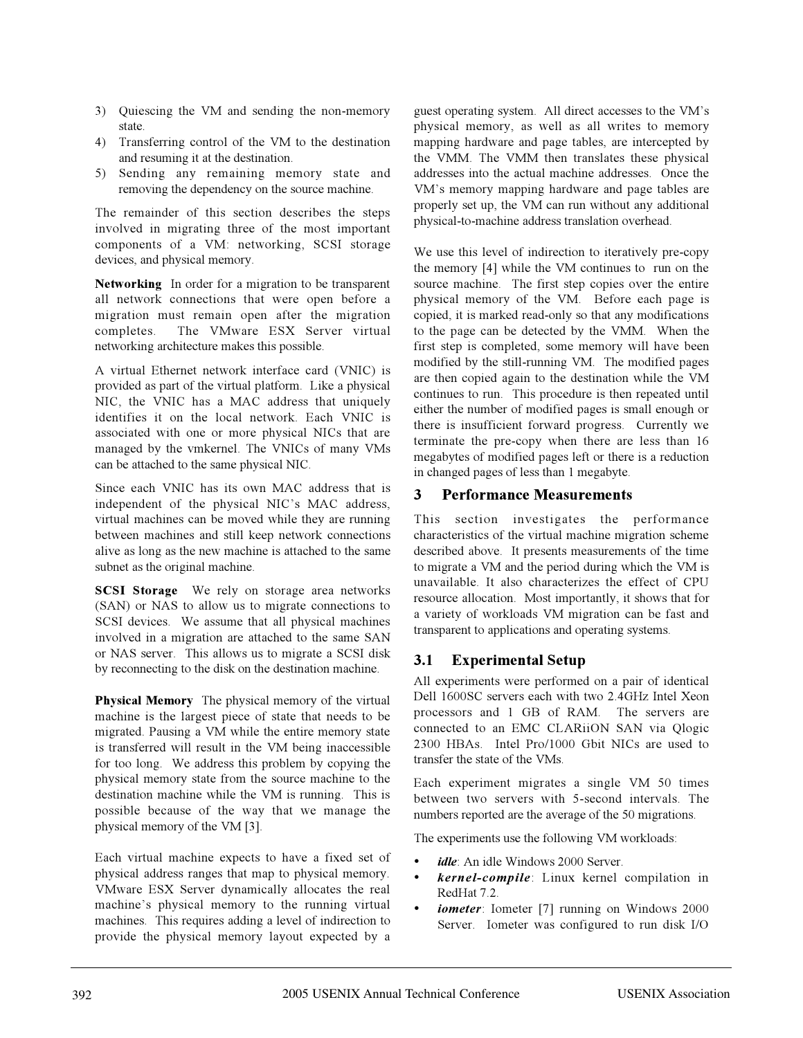3) Quiescing the VM and sending the non-memory state.
4) Transferring control of the VM to the destination and resuming it at the destination.
5) Sending any remaining memory state and removing the dependency on the source machine.

The remainder of this section describes the steps involved in migrating three of the most important components of a VM: networking, SCSI storage devices, and physical memory.

**Networking** In order for a migration to be transparent all network connections that were open before a migration must remain open after the migration completes. The VMware ESX Server virtual networking architecture makes this possible.

A virtual Ethernet network interface card (VNIC) is provided as part of the virtual platform. Like a physical NIC, the VNIC has a MAC address that uniquely identifies it on the local network. Each VNIC is associated with one or more physical NICs that are managed by the vmkernel. The VNICs of many VMs can be attached to the same physical NIC.

Since each VNIC has its own MAC address that is independent of the physical NIC's MAC address, virtual machines can be moved while they are running between machines and still keep network connections alive as long as the new machine is attached to the same subnet as the original machine.

**SCSI Storage** We rely on storage area networks (SAN) or NAS to allow us to migrate connections to SCSI devices. We assume that all physical machines involved in a migration are attached to the same SAN or NAS server. This allows us to migrate a SCSI disk by reconnecting to the disk on the destination machine.

**Physical Memory** The physical memory of the virtual machine is the largest piece of state that needs to be migrated. Pausing a VM while the entire memory state is transferred will result in the VM being inaccessible for too long. We address this problem by copying the physical memory state from the source machine to the destination machine while the VM is running. This is possible because of the way that we manage the physical memory of the VM [3].

Each virtual machine expects to have a fixed set of physical address ranges that map to physical memory. VMware ESX Server dynamically allocates the real machine's physical memory to the running virtual machines. This requires adding a level of indirection to provide the physical memory layout expected by a guest operating system. All direct accesses to the VM's physical memory, as well as all writes to memory mapping hardware and page tables, are intercepted by the VMM. The VMM then translates these physical addresses into the actual machine addresses. Once the VM's memory mapping hardware and page tables are properly set up, the VM can run without any additional physical-to-machine address translation overhead.

We use this level of indirection to iteratively pre-copy the memory [4] while the VM continues to run on the source machine. The first step copies over the entire physical memory of the VM. Before each page is copied, it is marked read-only so that any modifications to the page can be detected by the VMM. When the first step is completed, some memory will have been modified by the still-running VM. The modified pages are then copied again to the destination while the VM continues to run. This procedure is then repeated until either the number of modified pages is small enough or there is insufficient forward progress. Currently we terminate the pre-copy when there are less than 16 megabytes of modified pages left or there is a reduction in changed pages of less than 1 megabyte.

## 3 Performance Measurements

This section investigates the performance characteristics of the virtual machine migration scheme described above. It presents measurements of the time to migrate a VM and the period during which the VM is unavailable. It also characterizes the effect of CPU resource allocation. Most importantly, it shows that for a variety of workloads VM migration can be fast and transparent to applications and operating systems.

### 3.1 Experimental Setup

All experiments were performed on a pair of identical Dell 1600SC servers each with two 2.4GHz Intel Xeon processors and 1 GB of RAM. The servers are connected to an EMC CLARiiON SAN via Qlogic 2300 HBAs. Intel Pro/1000 Gbit NICs are used to transfer the state of the VMs.

Each experiment migrates a single VM 50 times between two servers with 5-second intervals. The numbers reported are the average of the 50 migrations.

The experiments use the following VM workloads:

- ***idle***: An idle Windows 2000 Server.
- ***kernel-compile***: Linux kernel compilation in RedHat 7.2.
- ***iometer***: Iometer [7] running on Windows 2000 Server. Iometer was configured to run disk I/O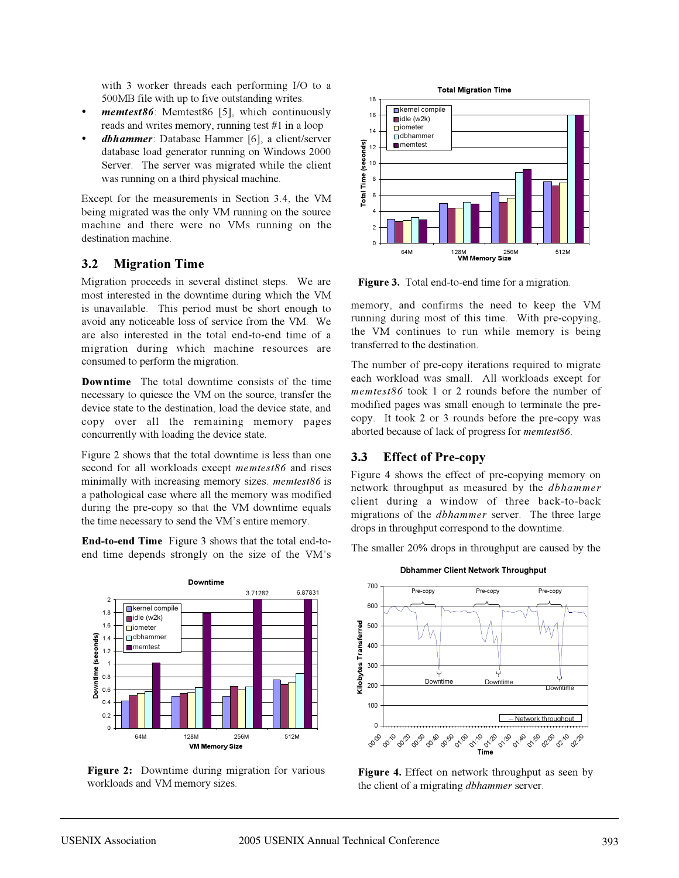with 3 worker threads each performing I/O to a 500MB file with up to five outstanding writes.

- ***memtest86***: Memtest86 [5], which continuously reads and writes memory, running test #1 in a loop
- ***dbhammer***: Database Hammer [6], a client/server database load generator running on Windows 2000 Server. The server was migrated while the client was running on a third physical machine.

Except for the measurements in Section 3.4, the VM being migrated was the only VM running on the source machine and there were no VMs running on the destination machine.

## 3.2 Migration Time

Migration proceeds in several distinct steps. We are most interested in the downtime during which the VM is unavailable. This period must be short enough to avoid any noticeable loss of service from the VM. We are also interested in the total end-to-end time of a migration during which machine resources are consumed to perform the migration.

**Downtime** The total downtime consists of the time necessary to quiesce the VM on the source, transfer the device state to the destination, load the device state, and copy over all the remaining memory pages concurrently with loading the device state.

Figure 2 shows that the total downtime is less than one second for all workloads except *memtest86* and rises minimally with increasing memory sizes. *memtest86* is a pathological case where all the memory was modified during the pre-copy so that the VM downtime equals the time necessary to send the VM's entire memory.

**End-to-end Time** Figure 3 shows that the total end-to-end time depends strongly on the size of the VM's memory, and confirms the need to keep the VM running during most of this time. With pre-copying, the VM continues to run while memory is being transferred to the destination.

**Figure 2:** Downtime during migration for various workloads and VM memory sizes.

**Figure 3.** Total end-to-end time for a migration.

The number of pre-copy iterations required to migrate each workload was small. All workloads except for *memtest86* took 1 or 2 rounds before the number of modified pages was small enough to terminate the pre-copy. It took 2 or 3 rounds before the pre-copy was aborted because of lack of progress for *memtest86*.

## 3.3 Effect of Pre-copy

Figure 4 shows the effect of pre-copying memory on network throughput as measured by the *dbhammer* client during a window of three back-to-back migrations of the *dbhammer* server. The three large drops in throughput correspond to the downtime.

The smaller 20% drops in throughput are caused by the

**Figure 4.** Effect on network throughput as seen by the client of a migrating *dbhammer* server.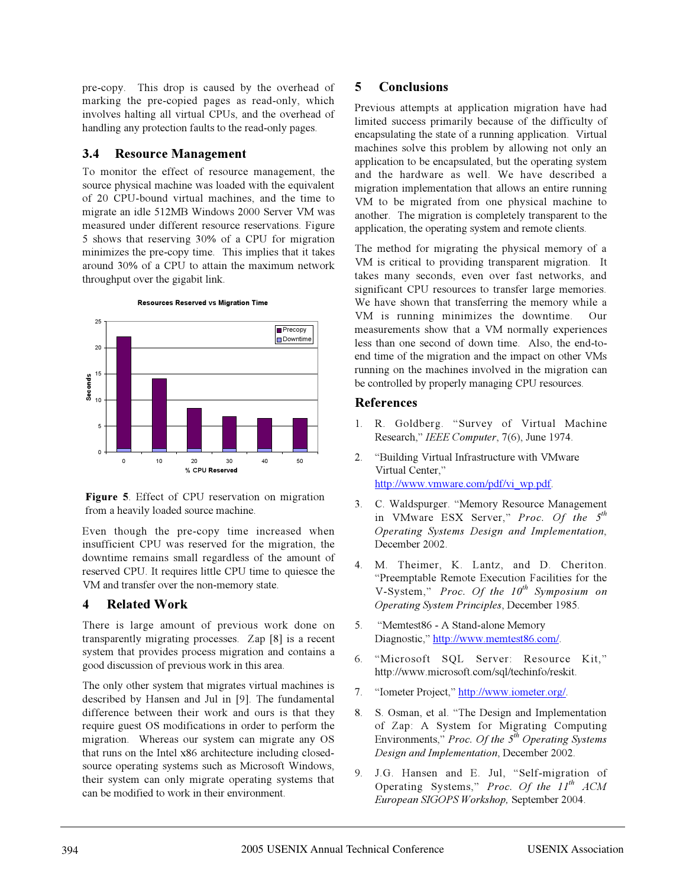pre-copy. This drop is caused by the overhead of marking the pre-copied pages as read-only, which involves halting all virtual CPUs, and the overhead of handling any protection faults to the read-only pages.

### 3.4 Resource Management

To monitor the effect of resource management, the source physical machine was loaded with the equivalent of 20 CPU-bound virtual machines, and the time to migrate an idle 512MB Windows 2000 Server VM was measured under different resource reservations. Figure 5 shows that reserving 30% of a CPU for migration minimizes the pre-copy time. This implies that it takes around 30% of a CPU to attain the maximum network throughput over the gigabit link.

Resources Reserved vs Migration Time

Precopy
Downtime

Seconds

0
5
10
15
20
25

0
10
20
30
40
50

% CPU Reserved

**Figure 5**. Effect of CPU reservation on migration from a heavily loaded source machine.

Even though the pre-copy time increased when insufficient CPU was reserved for the migration, the downtime remains small regardless of the amount of reserved CPU. It requires little CPU time to quiesce the VM and transfer over the non-memory state.

## 4 Related Work

There is large amount of previous work done on transparently migrating processes. Zap [8] is a recent system that provides process migration and contains a good discussion of previous work in this area.

The only other system that migrates virtual machines is described by Hansen and Jul in [9]. The fundamental difference between their work and ours is that they require guest OS modifications in order to perform the migration. Whereas our system can migrate any OS that runs on the Intel x86 architecture including closed-source operating systems such as Microsoft Windows, their system can only migrate operating systems that can be modified to work in their environment.

## 5 Conclusions

Previous attempts at application migration have had limited success primarily because of the difficulty of encapsulating the state of a running application. Virtual machines solve this problem by allowing not only an application to be encapsulated, but the operating system and the hardware as well. We have described a migration implementation that allows an entire running VM to be migrated from one physical machine to another. The migration is completely transparent to the application, the operating system and remote clients.

The method for migrating the physical memory of a VM is critical to providing transparent migration. It takes many seconds, even over fast networks, and significant CPU resources to transfer large memories. We have shown that transferring the memory while a VM is running minimizes the downtime. Our measurements show that a VM normally experiences less than one second of down time. Also, the end-to-end time of the migration and the impact on other VMs running on the machines involved in the migration can be controlled by properly managing CPU resources.

## References

1. R. Goldberg. "Survey of Virtual Machine Research," *IEEE Computer*, 7(6), June 1974.
2. "Building Virtual Infrastructure with VMware Virtual Center," http://www.vmware.com/pdf/vi_wp.pdf.
3. C. Waldspurger. "Memory Resource Management in VMware ESX Server," *Proc. Of the 5th Operating Systems Design and Implementation*, December 2002.
4. M. Theimer, K. Lantz, and D. Cheriton. "Preemptable Remote Execution Facilities for the V-System," *Proc. Of the 10th Symposium on Operating System Principles*, December 1985.
5. "Memtest86 - A Stand-alone Memory Diagnostic," http://www.memtest86.com/.
6. "Microsoft SQL Server: Resource Kit," http://www.microsoft.com/sql/techinfo/reskit.
7. "Iometer Project," http://www.iometer.org/.
8. S. Osman, et al. "The Design and Implementation of Zap: A System for Migrating Computing Environments," *Proc. Of the 5th Operating Systems Design and Implementation*, December 2002.
9. J.G. Hansen and E. Jul, "Self-migration of Operating Systems," *Proc. Of the 11th ACM European SIGOPS Workshop,* September 2004.